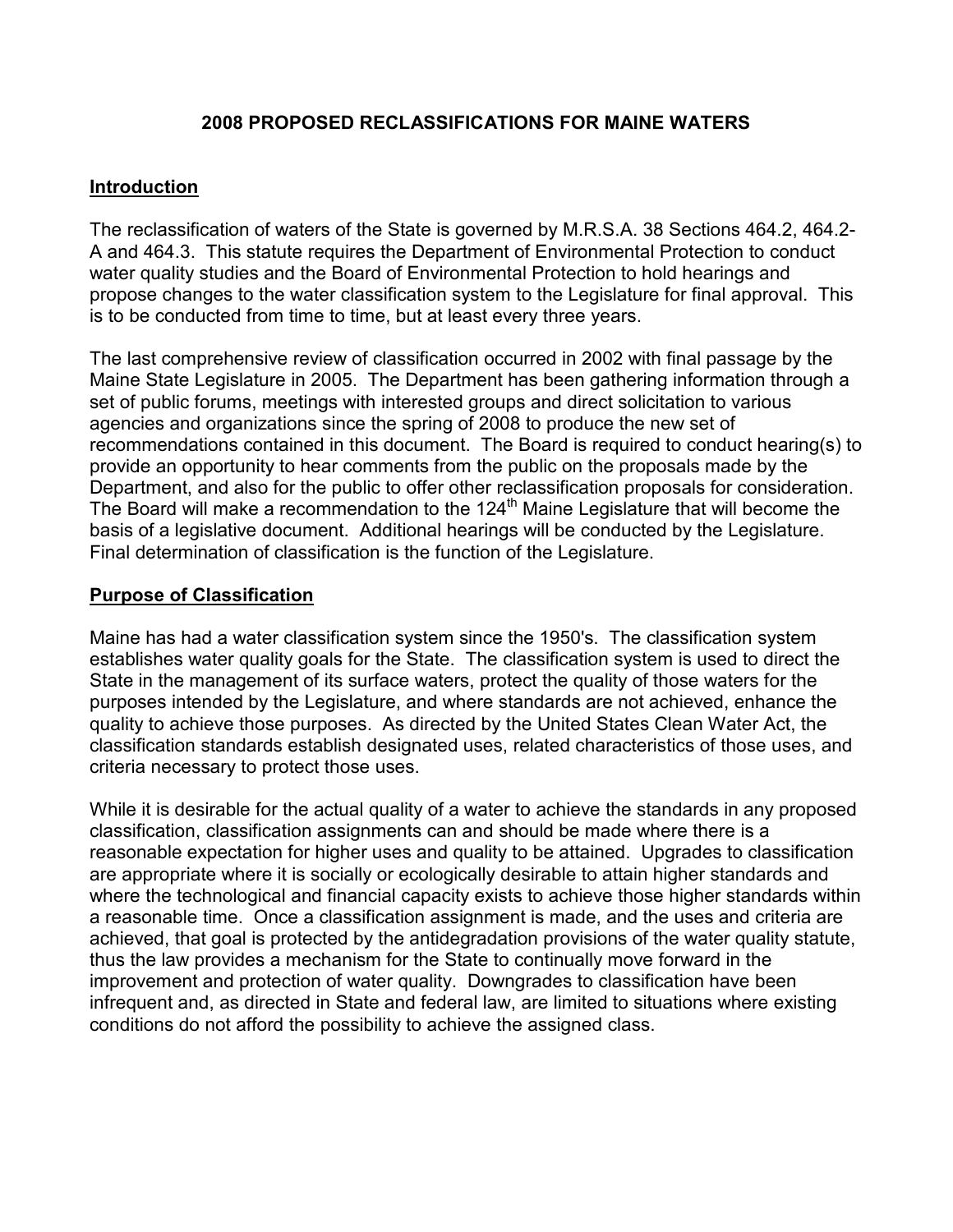# 2008 PROPOSED RECLASSIFICATIONS FOR MAINE WATERS

## Introduction

The reclassification of waters of the State is governed by M.R.S.A. 38 Sections 464.2, 464.2-A and 464.3. This statute requires the Department of Environmental Protection to conduct water quality studies and the Board of Environmental Protection to hold hearings and propose changes to the water classification system to the Legislature for final approval. This is to be conducted from time to time, but at least every three years.

The last comprehensive review of classification occurred in 2002 with final passage by the Maine State Legislature in 2005. The Department has been gathering information through a set of public forums, meetings with interested groups and direct solicitation to various agencies and organizations since the spring of 2008 to produce the new set of recommendations contained in this document. The Board is required to conduct hearing(s) to provide an opportunity to hear comments from the public on the proposals made by the Department, and also for the public to offer other reclassification proposals for consideration. The Board will make a recommendation to the 124th Maine Legislature that will become the basis of a legislative document. Additional hearings will be conducted by the Legislature. Final determination of classification is the function of the Legislature.

## Purpose of Classification

Maine has had a water classification system since the 1950's. The classification system establishes water quality goals for the State. The classification system is used to direct the State in the management of its surface waters, protect the quality of those waters for the purposes intended by the Legislature, and where standards are not achieved, enhance the quality to achieve those purposes. As directed by the United States Clean Water Act, the classification standards establish designated uses, related characteristics of those uses, and criteria necessary to protect those uses.

While it is desirable for the actual quality of a water to achieve the standards in any proposed classification, classification assignments can and should be made where there is a reasonable expectation for higher uses and quality to be attained. Upgrades to classification are appropriate where it is socially or ecologically desirable to attain higher standards and where the technological and financial capacity exists to achieve those higher standards within a reasonable time. Once a classification assignment is made, and the uses and criteria are achieved, that goal is protected by the antidegradation provisions of the water quality statute, thus the law provides a mechanism for the State to continually move forward in the improvement and protection of water quality. Downgrades to classification have been infrequent and, as directed in State and federal law, are limited to situations where existing conditions do not afford the possibility to achieve the assigned class.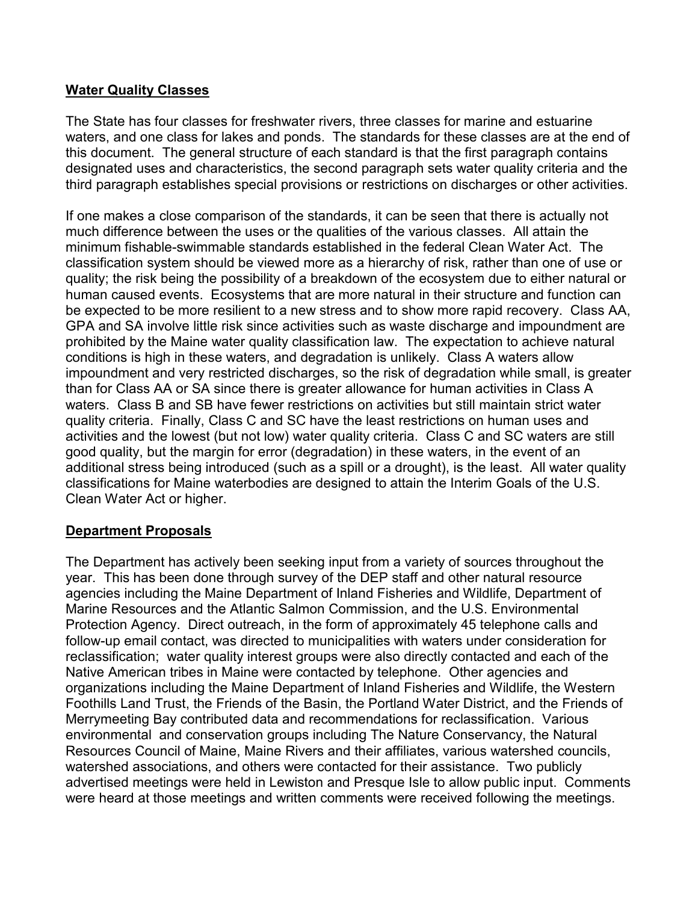## Water Quality Classes

The State has four classes for freshwater rivers, three classes for marine and estuarine waters, and one class for lakes and ponds. The standards for these classes are at the end of this document. The general structure of each standard is that the first paragraph contains designated uses and characteristics, the second paragraph sets water quality criteria and the third paragraph establishes special provisions or restrictions on discharges or other activities.

If one makes a close comparison of the standards, it can be seen that there is actually not much difference between the uses or the qualities of the various classes. All attain the minimum fishable-swimmable standards established in the federal Clean Water Act. The classification system should be viewed more as a hierarchy of risk, rather than one of use or quality; the risk being the possibility of a breakdown of the ecosystem due to either natural or human caused events. Ecosystems that are more natural in their structure and function can be expected to be more resilient to a new stress and to show more rapid recovery. Class AA, GPA and SA involve little risk since activities such as waste discharge and impoundment are prohibited by the Maine water quality classification law. The expectation to achieve natural conditions is high in these waters, and degradation is unlikely. Class A waters allow impoundment and very restricted discharges, so the risk of degradation while small, is greater than for Class AA or SA since there is greater allowance for human activities in Class A waters. Class B and SB have fewer restrictions on activities but still maintain strict water quality criteria. Finally, Class C and SC have the least restrictions on human uses and activities and the lowest (but not low) water quality criteria. Class C and SC waters are still good quality, but the margin for error (degradation) in these waters, in the event of an additional stress being introduced (such as a spill or a drought), is the least. All water quality classifications for Maine waterbodies are designed to attain the Interim Goals of the U.S. Clean Water Act or higher.

## Department Proposals

The Department has actively been seeking input from a variety of sources throughout the year. This has been done through survey of the DEP staff and other natural resource agencies including the Maine Department of Inland Fisheries and Wildlife, Department of Marine Resources and the Atlantic Salmon Commission, and the U.S. Environmental Protection Agency. Direct outreach, in the form of approximately 45 telephone calls and follow-up email contact, was directed to municipalities with waters under consideration for reclassification; water quality interest groups were also directly contacted and each of the Native American tribes in Maine were contacted by telephone. Other agencies and organizations including the Maine Department of Inland Fisheries and Wildlife, the Western Foothills Land Trust, the Friends of the Basin, the Portland Water District, and the Friends of Merrymeeting Bay contributed data and recommendations for reclassification. Various environmental and conservation groups including The Nature Conservancy, the Natural Resources Council of Maine, Maine Rivers and their affiliates, various watershed councils, watershed associations, and others were contacted for their assistance. Two publicly advertised meetings were held in Lewiston and Presque Isle to allow public input. Comments were heard at those meetings and written comments were received following the meetings.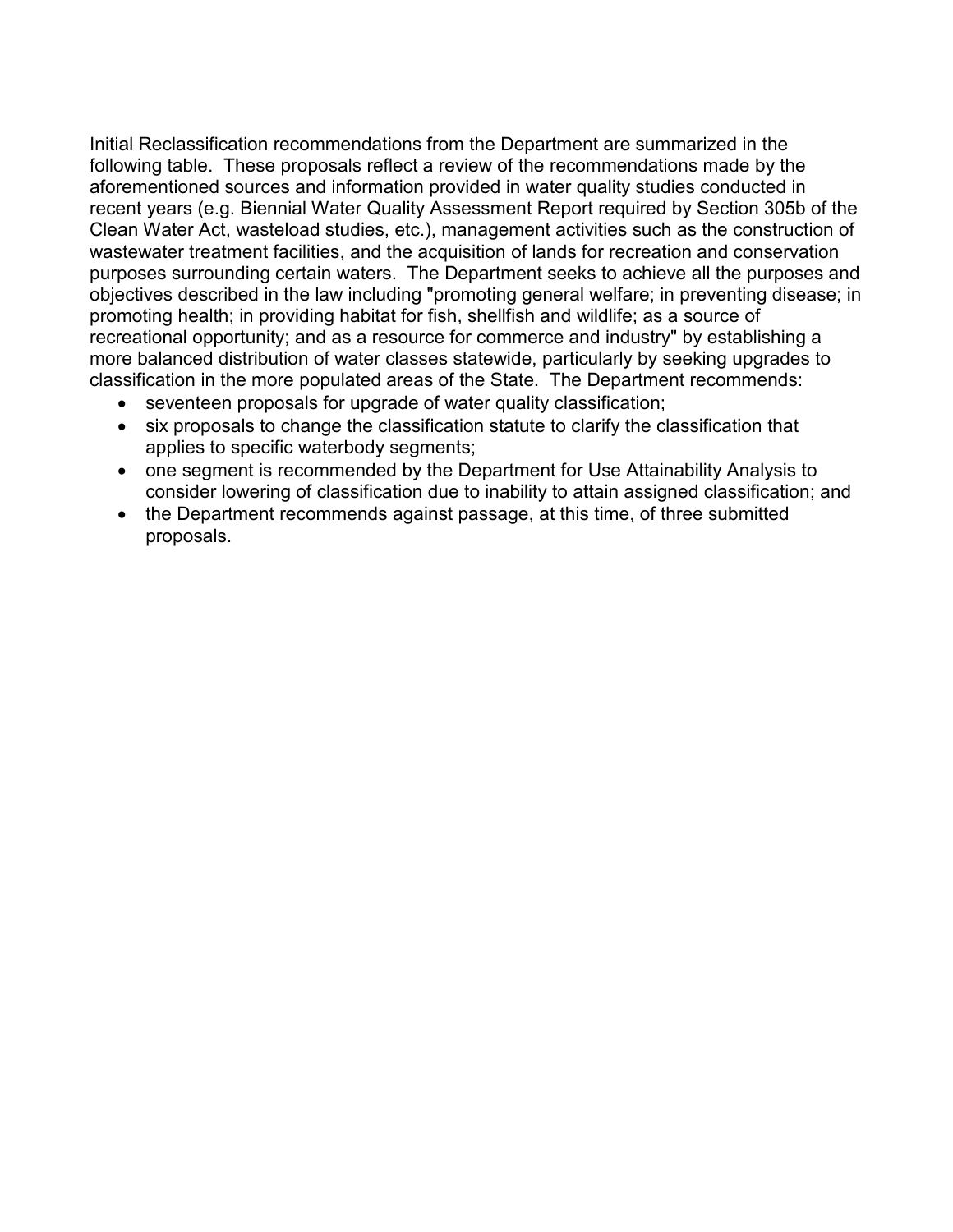Initial Reclassification recommendations from the Department are summarized in the following table. These proposals reflect a review of the recommendations made by the aforementioned sources and information provided in water quality studies conducted in recent years (e.g. Biennial Water Quality Assessment Report required by Section 305b of the Clean Water Act, wasteload studies, etc.), management activities such as the construction of wastewater treatment facilities, and the acquisition of lands for recreation and conservation purposes surrounding certain waters. The Department seeks to achieve all the purposes and objectives described in the law including "promoting general welfare; in preventing disease; in promoting health; in providing habitat for fish, shellfish and wildlife; as a source of recreational opportunity; and as a resource for commerce and industry" by establishing a more balanced distribution of water classes statewide, particularly by seeking upgrades to classification in the more populated areas of the State. The Department recommends:

- seventeen proposals for upgrade of water quality classification;
- six proposals to change the classification statute to clarify the classification that applies to specific waterbody segments;
- one segment is recommended by the Department for Use Attainability Analysis to consider lowering of classification due to inability to attain assigned classification; and
- the Department recommends against passage, at this time, of three submitted proposals.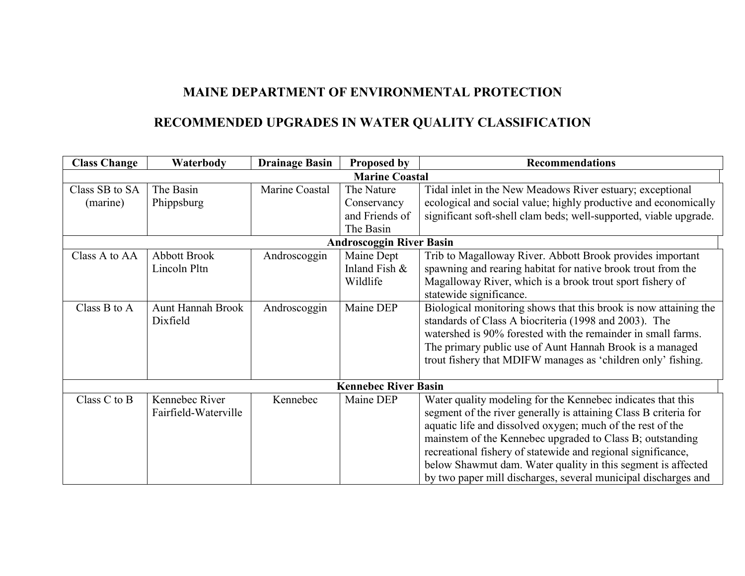# MAINE DEPARTMENT OF ENVIRONMENTAL PROTECTION

## RECOMMENDED UPGRADES IN WATER QUALITY CLASSIFICATION

| Class Change | Waterbody | Drainage Basin | Proposed by | Recommendations |
|---|---|---|---|---|
| **Marine Coastal** | | | | |
| Class SB to SA (marine) | The Basin Phippsburg | Marine Coastal | The Nature Conservancy and Friends of The Basin | Tidal inlet in the New Meadows River estuary; exceptional ecological and social value; highly productive and economically significant soft-shell clam beds; well-supported, viable upgrade. |
| **Androscoggin River Basin** | | | | |
| Class A to AA | Abbott Brook Lincoln Pltn | Androscoggin | Maine Dept Inland Fish & Wildlife | Trib to Magalloway River. Abbott Brook provides important spawning and rearing habitat for native brook trout from the Magalloway River, which is a brook trout sport fishery of statewide significance. |
| Class B to A | Aunt Hannah Brook Dixfield | Androscoggin | Maine DEP | Biological monitoring shows that this brook is now attaining the standards of Class A biocriteria (1998 and 2003). The watershed is 90% forested with the remainder in small farms. The primary public use of Aunt Hannah Brook is a managed trout fishery that MDIFW manages as 'children only' fishing. |
| **Kennebec River Basin** | | | | |
| Class C to B | Kennebec River Fairfield-Waterville | Kennebec | Maine DEP | Water quality modeling for the Kennebec indicates that this segment of the river generally is attaining Class B criteria for aquatic life and dissolved oxygen; much of the rest of the mainstem of the Kennebec upgraded to Class B; outstanding recreational fishery of statewide and regional significance, below Shawmut dam. Water quality in this segment is affected by two paper mill discharges, several municipal discharges and |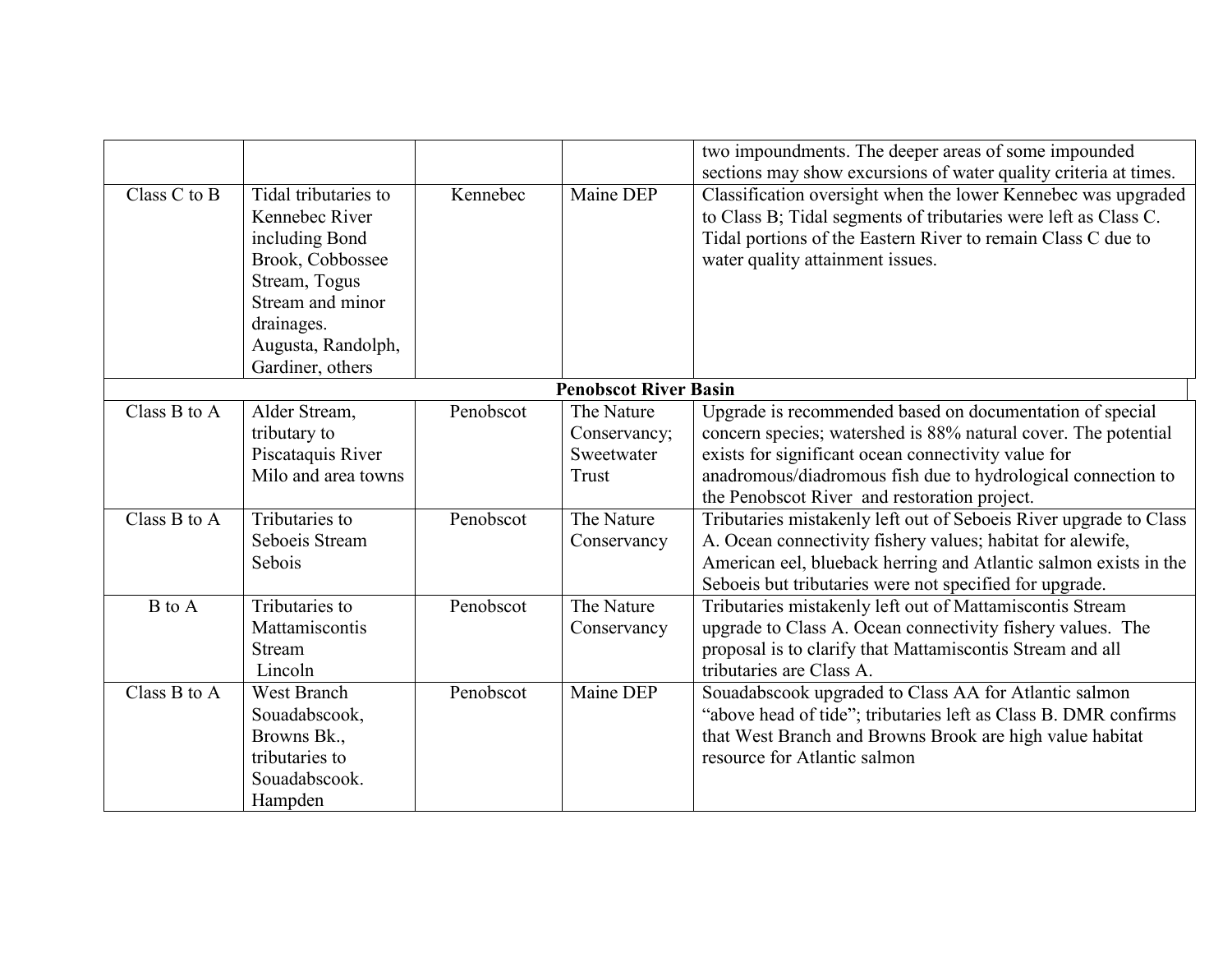| | | | | |
|---|---|---|---|---|
| | | | | two impoundments. The deeper areas of some impounded sections may show excursions of water quality criteria at times. |
| Class C to B | Tidal tributaries to Kennebec River including Bond Brook, Cobbossee Stream, Togus Stream and minor drainages. Augusta, Randolph, Gardiner, others | Kennebec | Maine DEP | Classification oversight when the lower Kennebec was upgraded to Class B; Tidal segments of tributaries were left as Class C. Tidal portions of the Eastern River to remain Class C due to water quality attainment issues. |
| **Penobscot River Basin** | | | | |
| Class B to A | Alder Stream, tributary to Piscataquis River Milo and area towns | Penobscot | The Nature Conservancy; Sweetwater Trust | Upgrade is recommended based on documentation of special concern species; watershed is 88% natural cover. The potential exists for significant ocean connectivity value for anadromous/diadromous fish due to hydrological connection to the Penobscot River and restoration project. |
| Class B to A | Tributaries to Seboeis Stream Sebois | Penobscot | The Nature Conservancy | Tributaries mistakenly left out of Seboeis River upgrade to Class A. Ocean connectivity fishery values; habitat for alewife, American eel, blueback herring and Atlantic salmon exists in the Seboeis but tributaries were not specified for upgrade. |
| B to A | Tributaries to Mattamiscontis Stream Lincoln | Penobscot | The Nature Conservancy | Tributaries mistakenly left out of Mattamiscontis Stream upgrade to Class A. Ocean connectivity fishery values. The proposal is to clarify that Mattamiscontis Stream and all tributaries are Class A. |
| Class B to A | West Branch Souadabscook, Browns Bk., tributaries to Souadabscook. Hampden | Penobscot | Maine DEP | Souadabscook upgraded to Class AA for Atlantic salmon "above head of tide"; tributaries left as Class B. DMR confirms that West Branch and Browns Brook are high value habitat resource for Atlantic salmon |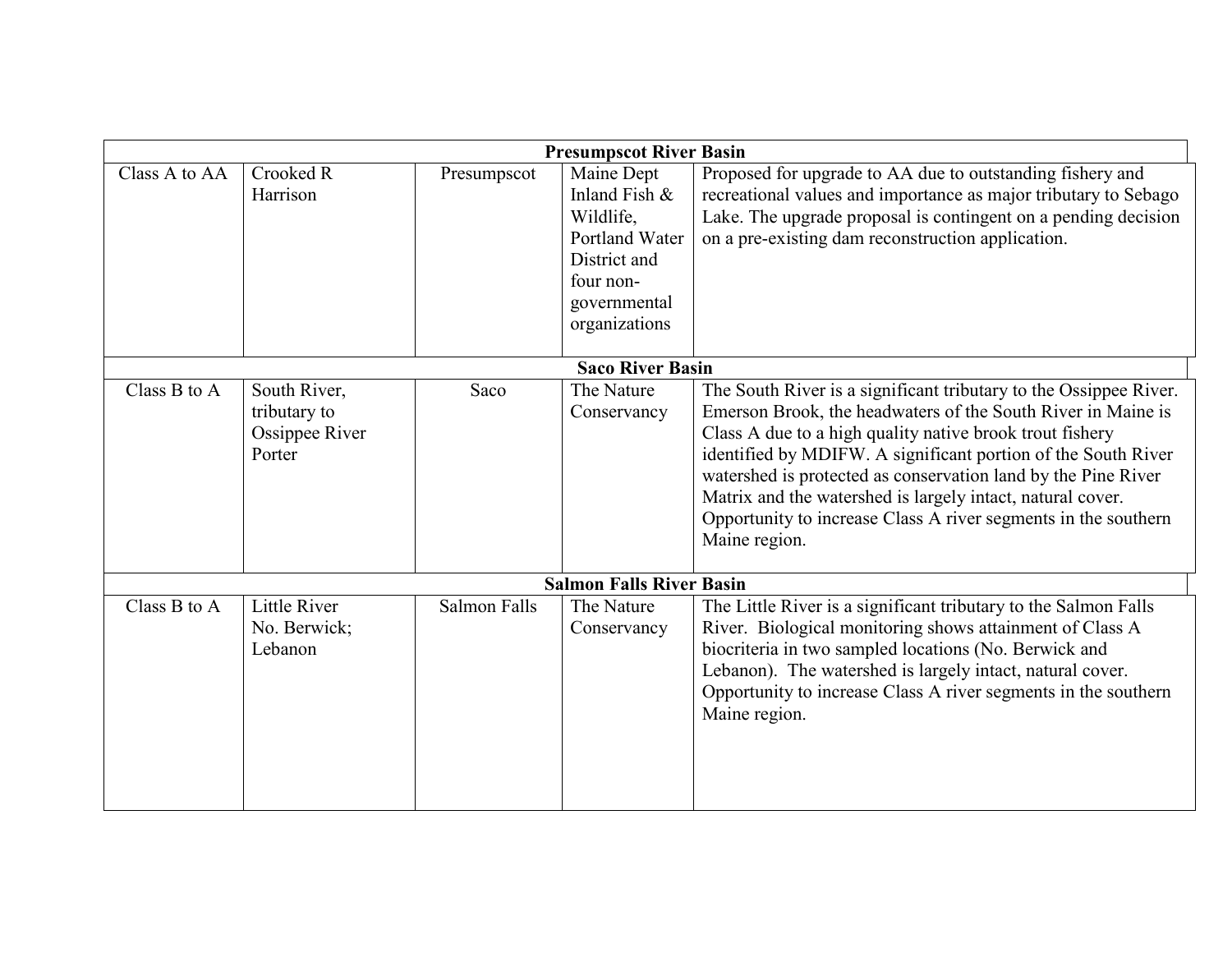| | | | | |
|---|---|---|---|---|
| **Presumpscot River Basin** | | | | |
| Class A to AA | Crooked R Harrison | Presumpscot | Maine Dept Inland Fish & Wildlife, Portland Water District and four non-governmental organizations | Proposed for upgrade to AA due to outstanding fishery and recreational values and importance as major tributary to Sebago Lake. The upgrade proposal is contingent on a pending decision on a pre-existing dam reconstruction application. |
| **Saco River Basin** | | | | |
| Class B to A | South River, tributary to Ossippee River Porter | Saco | The Nature Conservancy | The South River is a significant tributary to the Ossippee River. Emerson Brook, the headwaters of the South River in Maine is Class A due to a high quality native brook trout fishery identified by MDIFW. A significant portion of the South River watershed is protected as conservation land by the Pine River Matrix and the watershed is largely intact, natural cover. Opportunity to increase Class A river segments in the southern Maine region. |
| **Salmon Falls River Basin** | | | | |
| Class B to A | Little River No. Berwick; Lebanon | Salmon Falls | The Nature Conservancy | The Little River is a significant tributary to the Salmon Falls River. Biological monitoring shows attainment of Class A biocriteria in two sampled locations (No. Berwick and Lebanon). The watershed is largely intact, natural cover. Opportunity to increase Class A river segments in the southern Maine region. |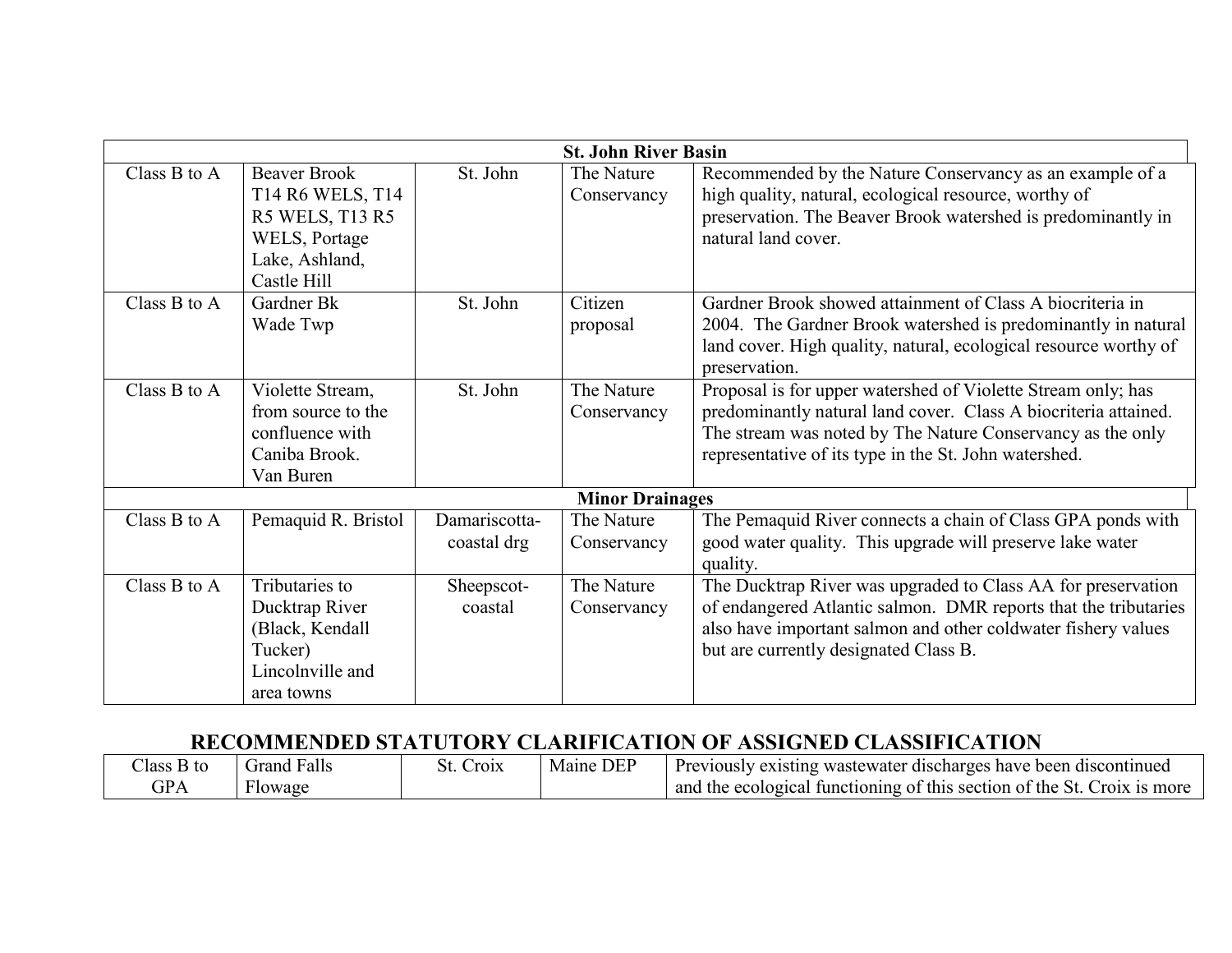| | | | | |
|---|---|---|---|---|
| **St. John River Basin** | | | | |
| Class B to A | Beaver Brook T14 R6 WELS, T14 R5 WELS, T13 R5 WELS, Portage Lake, Ashland, Castle Hill | St. John | The Nature Conservancy | Recommended by the Nature Conservancy as an example of a high quality, natural, ecological resource, worthy of preservation. The Beaver Brook watershed is predominantly in natural land cover. |
| Class B to A | Gardner Bk Wade Twp | St. John | Citizen proposal | Gardner Brook showed attainment of Class A biocriteria in 2004. The Gardner Brook watershed is predominantly in natural land cover. High quality, natural, ecological resource worthy of preservation. |
| Class B to A | Violette Stream, from source to the confluence with Caniba Brook. Van Buren | St. John | The Nature Conservancy | Proposal is for upper watershed of Violette Stream only; has predominantly natural land cover. Class A biocriteria attained. The stream was noted by The Nature Conservancy as the only representative of its type in the St. John watershed. |
| **Minor Drainages** | | | | |
| Class B to A | Pemaquid R. Bristol | Damariscotta-coastal drg | The Nature Conservancy | The Pemaquid River connects a chain of Class GPA ponds with good water quality. This upgrade will preserve lake water quality. |
| Class B to A | Tributaries to Ducktrap River (Black, Kendall Tucker) Lincolnville and area towns | Sheepscot-coastal | The Nature Conservancy | The Ducktrap River was upgraded to Class AA for preservation of endangered Atlantic salmon. DMR reports that the tributaries also have important salmon and other coldwater fishery values but are currently designated Class B. |

## RECOMMENDED STATUTORY CLARIFICATION OF ASSIGNED CLASSIFICATION

| | | | | |
|---|---|---|---|---|
| Class B to GPA | Grand Falls Flowage | St. Croix | Maine DEP | Previously existing wastewater discharges have been discontinued and the ecological functioning of this section of the St. Croix is more |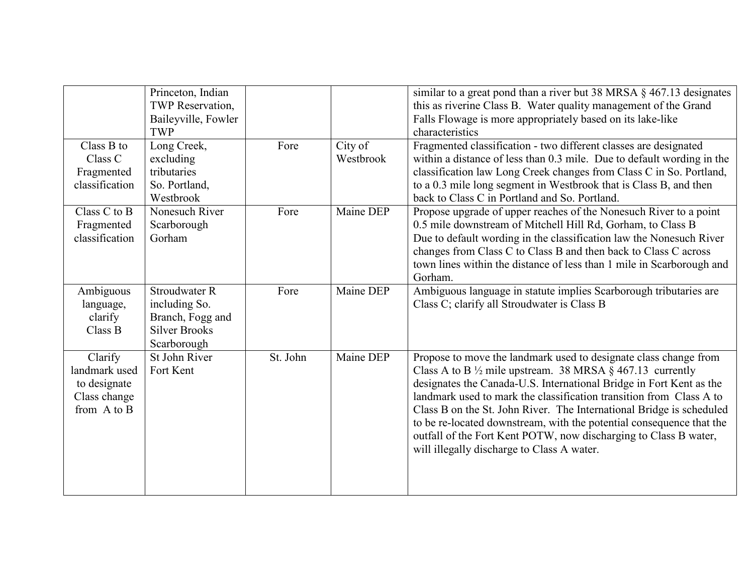| | | | | |
|---|---|---|---|---|
| | Princeton, Indian TWP Reservation, Baileyville, Fowler TWP | | | similar to a great pond than a river but 38 MRSA § 467.13 designates this as riverine Class B. Water quality management of the Grand Falls Flowage is more appropriately based on its lake-like characteristics |
| Class B to Class C Fragmented classification | Long Creek, excluding tributaries So. Portland, Westbrook | Fore | City of Westbrook | Fragmented classification - two different classes are designated within a distance of less than 0.3 mile. Due to default wording in the classification law Long Creek changes from Class C in So. Portland, to a 0.3 mile long segment in Westbrook that is Class B, and then back to Class C in Portland and So. Portland. |
| Class C to B Fragmented classification | Nonesuch River Scarborough Gorham | Fore | Maine DEP | Propose upgrade of upper reaches of the Nonesuch River to a point 0.5 mile downstream of Mitchell Hill Rd, Gorham, to Class B Due to default wording in the classification law the Nonesuch River changes from Class C to Class B and then back to Class C across town lines within the distance of less than 1 mile in Scarborough and Gorham. |
| Ambiguous language, clarify Class B | Stroudwater R including So. Branch, Fogg and Silver Brooks Scarborough | Fore | Maine DEP | Ambiguous language in statute implies Scarborough tributaries are Class C; clarify all Stroudwater is Class B |
| Clarify landmark used to designate Class change from A to B | St John River Fort Kent | St. John | Maine DEP | Propose to move the landmark used to designate class change from Class A to B ½ mile upstream. 38 MRSA § 467.13 currently designates the Canada-U.S. International Bridge in Fort Kent as the landmark used to mark the classification transition from Class A to Class B on the St. John River. The International Bridge is scheduled to be re-located downstream, with the potential consequence that the outfall of the Fort Kent POTW, now discharging to Class B water, will illegally discharge to Class A water. |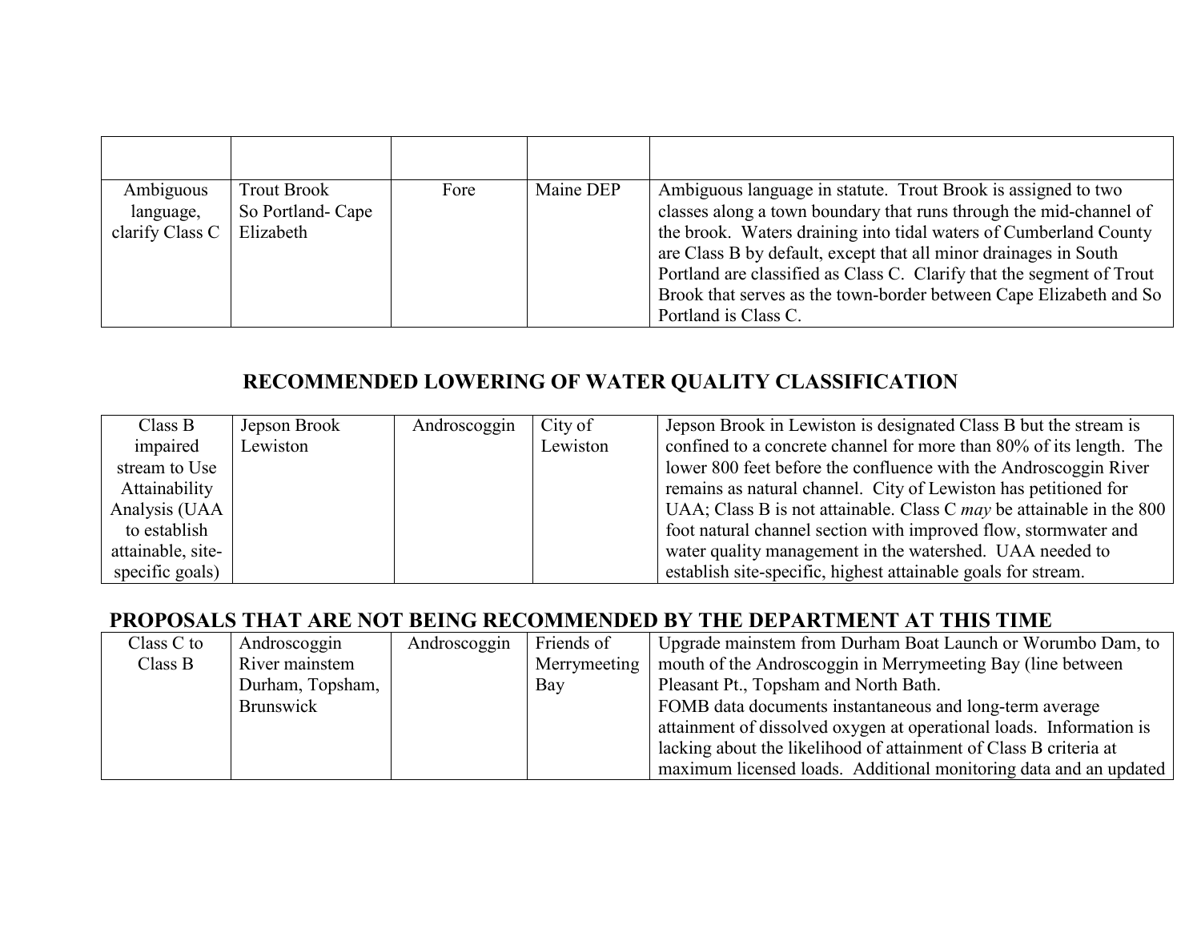| | | | | |
|---|---|---|---|---|
| Ambiguous language, clarify Class C | Trout Brook So Portland- Cape Elizabeth | Fore | Maine DEP | Ambiguous language in statute. Trout Brook is assigned to two classes along a town boundary that runs through the mid-channel of the brook. Waters draining into tidal waters of Cumberland County are Class B by default, except that all minor drainages in South Portland are classified as Class C. Clarify that the segment of Trout Brook that serves as the town-border between Cape Elizabeth and So Portland is Class C. |

## RECOMMENDED LOWERING OF WATER QUALITY CLASSIFICATION

| | | | | |
|---|---|---|---|---|
| Class B impaired stream to Use Attainability Analysis (UAA to establish attainable, site-specific goals) | Jepson Brook Lewiston | Androscoggin | City of Lewiston | Jepson Brook in Lewiston is designated Class B but the stream is confined to a concrete channel for more than 80% of its length. The lower 800 feet before the confluence with the Androscoggin River remains as natural channel. City of Lewiston has petitioned for UAA; Class B is not attainable. Class C *may* be attainable in the 800 foot natural channel section with improved flow, stormwater and water quality management in the watershed. UAA needed to establish site-specific, highest attainable goals for stream. |

## PROPOSALS THAT ARE NOT BEING RECOMMENDED BY THE DEPARTMENT AT THIS TIME

| | | | | |
|---|---|---|---|---|
| Class C to Class B | Androscoggin River mainstem Durham, Topsham, Brunswick | Androscoggin | Friends of Merrymeeting Bay | Upgrade mainstem from Durham Boat Launch or Worumbo Dam, to mouth of the Androscoggin in Merrymeeting Bay (line between Pleasant Pt., Topsham and North Bath.<br>FOMB data documents instantaneous and long-term average attainment of dissolved oxygen at operational loads. Information is lacking about the likelihood of attainment of Class B criteria at maximum licensed loads. Additional monitoring data and an updated |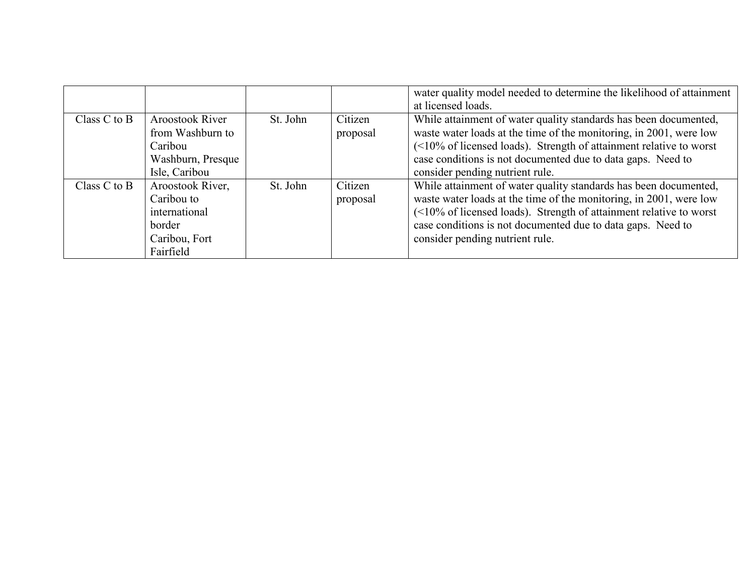| | | | | |
|---|---|---|---|---|
| | | | | water quality model needed to determine the likelihood of attainment at licensed loads. |
| Class C to B | Aroostook River from Washburn to Caribou Washburn, Presque Isle, Caribou | St. John | Citizen proposal | While attainment of water quality standards has been documented, waste water loads at the time of the monitoring, in 2001, were low (<10% of licensed loads). Strength of attainment relative to worst case conditions is not documented due to data gaps. Need to consider pending nutrient rule. |
| Class C to B | Aroostook River, Caribou to international border Caribou, Fort Fairfield | St. John | Citizen proposal | While attainment of water quality standards has been documented, waste water loads at the time of the monitoring, in 2001, were low (<10% of licensed loads). Strength of attainment relative to worst case conditions is not documented due to data gaps. Need to consider pending nutrient rule. |